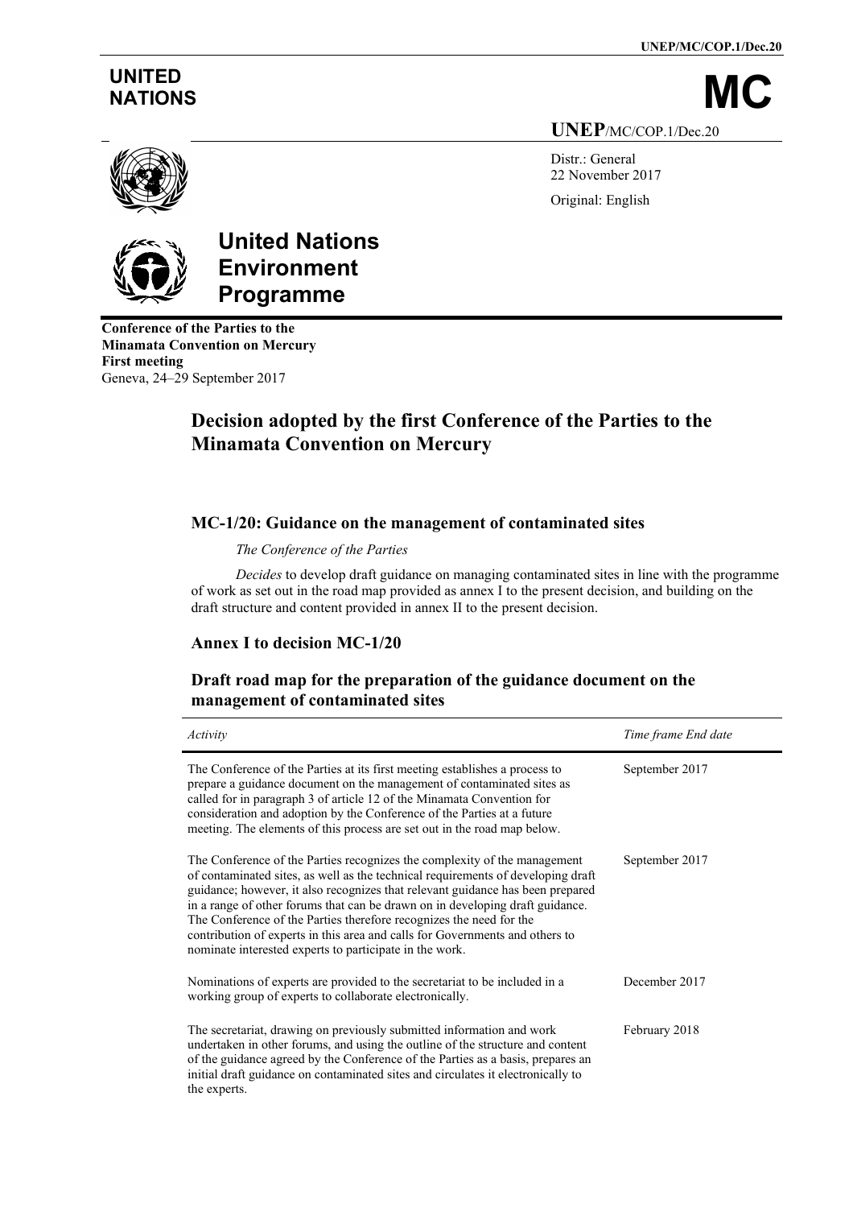UNITED NATIONS

# MC

UNEP/MC/COP.1/Dec.20

Distr.: General
22 November 2017

Original: English

**United Nations Environment Programme**

**Conference of the Parties to the Minamata Convention on Mercury**
**First meeting**
Geneva, 24–29 September 2017

## Decision adopted by the first Conference of the Parties to the Minamata Convention on Mercury

### MC-1/20: Guidance on the management of contaminated sites

*The Conference of the Parties*

*Decides* to develop draft guidance on managing contaminated sites in line with the programme of work as set out in the road map provided as annex I to the present decision, and building on the draft structure and content provided in annex II to the present decision.

### Annex I to decision MC-1/20

### Draft road map for the preparation of the guidance document on the management of contaminated sites

| *Activity* | *Time frame End date* |
|---|---|
| The Conference of the Parties at its first meeting establishes a process to prepare a guidance document on the management of contaminated sites as called for in paragraph 3 of article 12 of the Minamata Convention for consideration and adoption by the Conference of the Parties at a future meeting. The elements of this process are set out in the road map below. | September 2017 |
| The Conference of the Parties recognizes the complexity of the management of contaminated sites, as well as the technical requirements of developing draft guidance; however, it also recognizes that relevant guidance has been prepared in a range of other forums that can be drawn on in developing draft guidance. The Conference of the Parties therefore recognizes the need for the contribution of experts in this area and calls for Governments and others to nominate interested experts to participate in the work. | September 2017 |
| Nominations of experts are provided to the secretariat to be included in a working group of experts to collaborate electronically. | December 2017 |
| The secretariat, drawing on previously submitted information and work undertaken in other forums, and using the outline of the structure and content of the guidance agreed by the Conference of the Parties as a basis, prepares an initial draft guidance on contaminated sites and circulates it electronically to the experts. | February 2018 |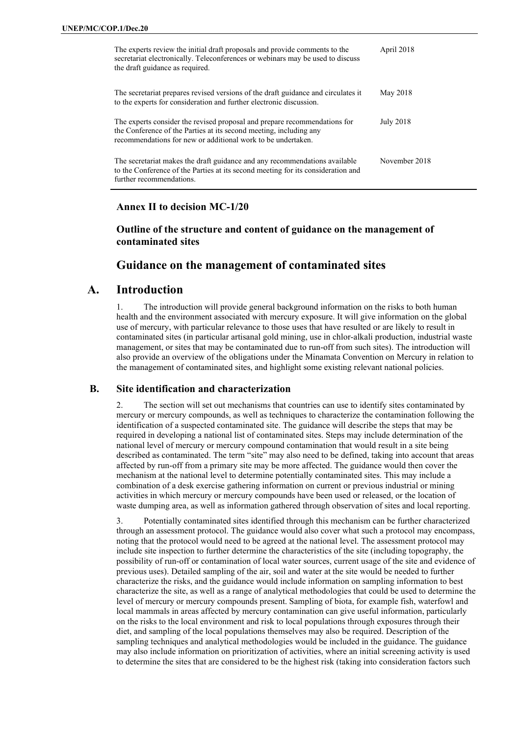| | |
|---|---|
| The experts review the initial draft proposals and provide comments to the secretariat electronically. Teleconferences or webinars may be used to discuss the draft guidance as required. | April 2018 |
| The secretariat prepares revised versions of the draft guidance and circulates it to the experts for consideration and further electronic discussion. | May 2018 |
| The experts consider the revised proposal and prepare recommendations for the Conference of the Parties at its second meeting, including any recommendations for new or additional work to be undertaken. | July 2018 |
| The secretariat makes the draft guidance and any recommendations available to the Conference of the Parties at its second meeting for its consideration and further recommendations. | November 2018 |

### Annex II to decision MC-1/20

### Outline of the structure and content of guidance on the management of contaminated sites

# Guidance on the management of contaminated sites

## A. Introduction

1. The introduction will provide general background information on the risks to both human health and the environment associated with mercury exposure. It will give information on the global use of mercury, with particular relevance to those uses that have resulted or are likely to result in contaminated sites (in particular artisanal gold mining, use in chlor-alkali production, industrial waste management, or sites that may be contaminated due to run-off from such sites). The introduction will also provide an overview of the obligations under the Minamata Convention on Mercury in relation to the management of contaminated sites, and highlight some existing relevant national policies.

### B. Site identification and characterization

2. The section will set out mechanisms that countries can use to identify sites contaminated by mercury or mercury compounds, as well as techniques to characterize the contamination following the identification of a suspected contaminated site. The guidance will describe the steps that may be required in developing a national list of contaminated sites. Steps may include determination of the national level of mercury or mercury compound contamination that would result in a site being described as contaminated. The term "site" may also need to be defined, taking into account that areas affected by run-off from a primary site may be more affected. The guidance would then cover the mechanism at the national level to determine potentially contaminated sites. This may include a combination of a desk exercise gathering information on current or previous industrial or mining activities in which mercury or mercury compounds have been used or released, or the location of waste dumping area, as well as information gathered through observation of sites and local reporting.

3. Potentially contaminated sites identified through this mechanism can be further characterized through an assessment protocol. The guidance would also cover what such a protocol may encompass, noting that the protocol would need to be agreed at the national level. The assessment protocol may include site inspection to further determine the characteristics of the site (including topography, the possibility of run-off or contamination of local water sources, current usage of the site and evidence of previous uses). Detailed sampling of the air, soil and water at the site would be needed to further characterize the risks, and the guidance would include information on sampling information to best characterize the site, as well as a range of analytical methodologies that could be used to determine the level of mercury or mercury compounds present. Sampling of biota, for example fish, waterfowl and local mammals in areas affected by mercury contamination can give useful information, particularly on the risks to the local environment and risk to local populations through exposures through their diet, and sampling of the local populations themselves may also be required. Description of the sampling techniques and analytical methodologies would be included in the guidance. The guidance may also include information on prioritization of activities, where an initial screening activity is used to determine the sites that are considered to be the highest risk (taking into consideration factors such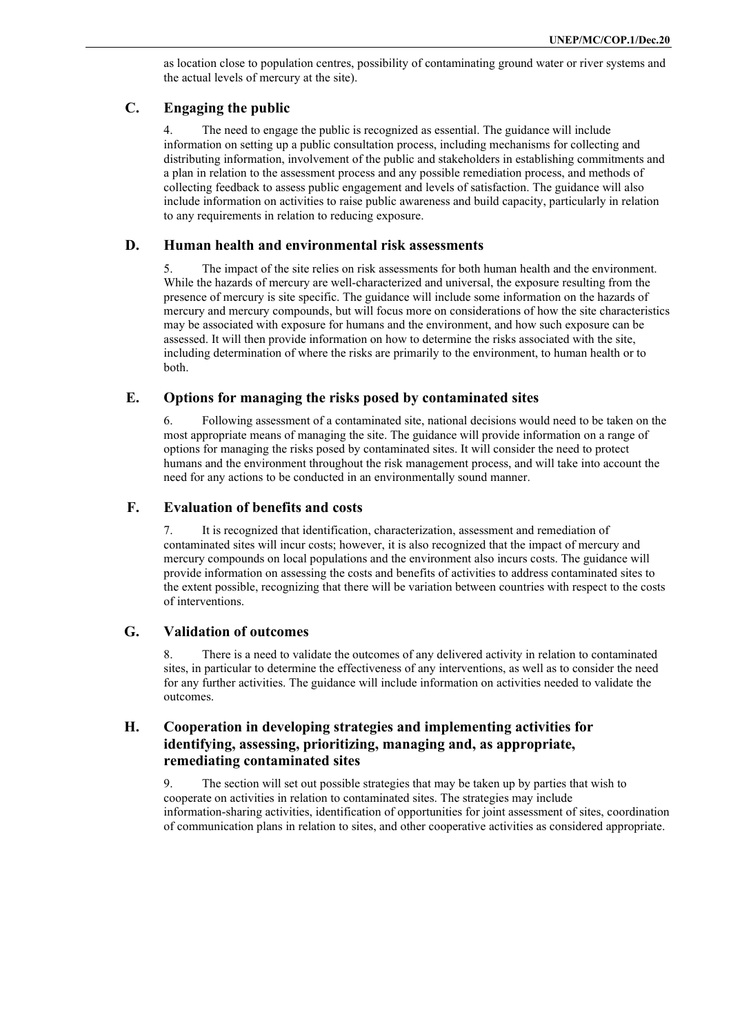as location close to population centres, possibility of contaminating ground water or river systems and the actual levels of mercury at the site).

## C. Engaging the public

4. The need to engage the public is recognized as essential. The guidance will include information on setting up a public consultation process, including mechanisms for collecting and distributing information, involvement of the public and stakeholders in establishing commitments and a plan in relation to the assessment process and any possible remediation process, and methods of collecting feedback to assess public engagement and levels of satisfaction. The guidance will also include information on activities to raise public awareness and build capacity, particularly in relation to any requirements in relation to reducing exposure.

## D. Human health and environmental risk assessments

5. The impact of the site relies on risk assessments for both human health and the environment. While the hazards of mercury are well-characterized and universal, the exposure resulting from the presence of mercury is site specific. The guidance will include some information on the hazards of mercury and mercury compounds, but will focus more on considerations of how the site characteristics may be associated with exposure for humans and the environment, and how such exposure can be assessed. It will then provide information on how to determine the risks associated with the site, including determination of where the risks are primarily to the environment, to human health or to both.

## E. Options for managing the risks posed by contaminated sites

6. Following assessment of a contaminated site, national decisions would need to be taken on the most appropriate means of managing the site. The guidance will provide information on a range of options for managing the risks posed by contaminated sites. It will consider the need to protect humans and the environment throughout the risk management process, and will take into account the need for any actions to be conducted in an environmentally sound manner.

## F. Evaluation of benefits and costs

7. It is recognized that identification, characterization, assessment and remediation of contaminated sites will incur costs; however, it is also recognized that the impact of mercury and mercury compounds on local populations and the environment also incurs costs. The guidance will provide information on assessing the costs and benefits of activities to address contaminated sites to the extent possible, recognizing that there will be variation between countries with respect to the costs of interventions.

## G. Validation of outcomes

8. There is a need to validate the outcomes of any delivered activity in relation to contaminated sites, in particular to determine the effectiveness of any interventions, as well as to consider the need for any further activities. The guidance will include information on activities needed to validate the outcomes.

## H. Cooperation in developing strategies and implementing activities for identifying, assessing, prioritizing, managing and, as appropriate, remediating contaminated sites

9. The section will set out possible strategies that may be taken up by parties that wish to cooperate on activities in relation to contaminated sites. The strategies may include information-sharing activities, identification of opportunities for joint assessment of sites, coordination of communication plans in relation to sites, and other cooperative activities as considered appropriate.